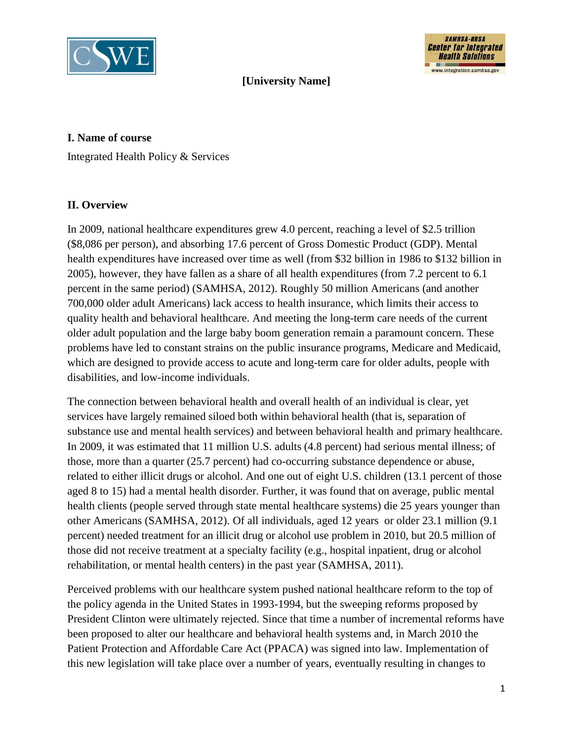**[University Name]**

## I. Name of course

Integrated Health Policy & Services

## II. Overview

In 2009, national healthcare expenditures grew 4.0 percent, reaching a level of $2.5 trillion ($8,086 per person), and absorbing 17.6 percent of Gross Domestic Product (GDP). Mental health expenditures have increased over time as well (from $32 billion in 1986 to $132 billion in 2005), however, they have fallen as a share of all health expenditures (from 7.2 percent to 6.1 percent in the same period) (SAMHSA, 2012). Roughly 50 million Americans (and another 700,000 older adult Americans) lack access to health insurance, which limits their access to quality health and behavioral healthcare. And meeting the long-term care needs of the current older adult population and the large baby boom generation remain a paramount concern. These problems have led to constant strains on the public insurance programs, Medicare and Medicaid, which are designed to provide access to acute and long-term care for older adults, people with disabilities, and low-income individuals.

The connection between behavioral health and overall health of an individual is clear, yet services have largely remained siloed both within behavioral health (that is, separation of substance use and mental health services) and between behavioral health and primary healthcare. In 2009, it was estimated that 11 million U.S. adults (4.8 percent) had serious mental illness; of those, more than a quarter (25.7 percent) had co-occurring substance dependence or abuse, related to either illicit drugs or alcohol. And one out of eight U.S. children (13.1 percent of those aged 8 to 15) had a mental health disorder. Further, it was found that on average, public mental health clients (people served through state mental healthcare systems) die 25 years younger than other Americans (SAMHSA, 2012). Of all individuals, aged 12 years or older 23.1 million (9.1 percent) needed treatment for an illicit drug or alcohol use problem in 2010, but 20.5 million of those did not receive treatment at a specialty facility (e.g., hospital inpatient, drug or alcohol rehabilitation, or mental health centers) in the past year (SAMHSA, 2011).

Perceived problems with our healthcare system pushed national healthcare reform to the top of the policy agenda in the United States in 1993-1994, but the sweeping reforms proposed by President Clinton were ultimately rejected. Since that time a number of incremental reforms have been proposed to alter our healthcare and behavioral health systems and, in March 2010 the Patient Protection and Affordable Care Act (PPACA) was signed into law. Implementation of this new legislation will take place over a number of years, eventually resulting in changes to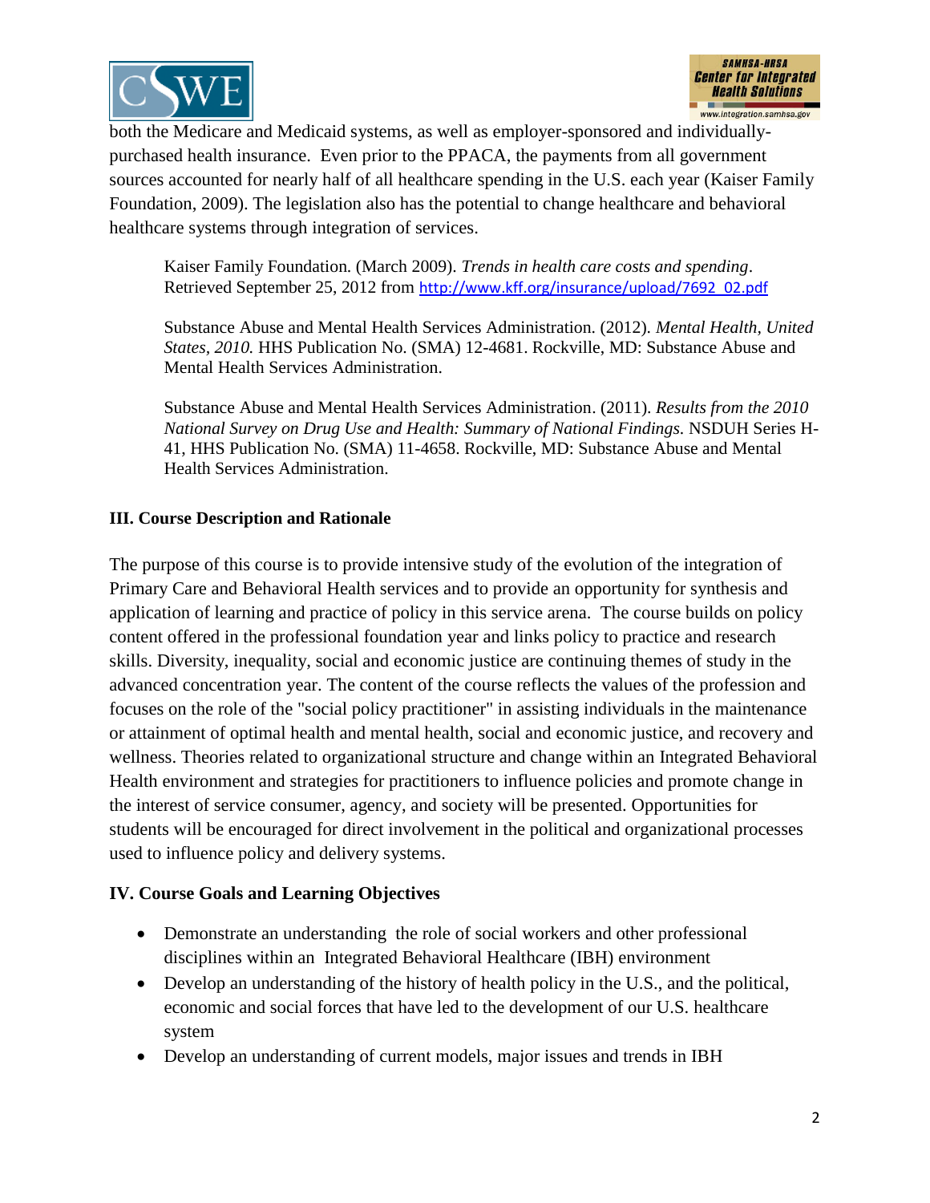both the Medicare and Medicaid systems, as well as employer-sponsored and individually-purchased health insurance. Even prior to the PPACA, the payments from all government sources accounted for nearly half of all healthcare spending in the U.S. each year (Kaiser Family Foundation, 2009). The legislation also has the potential to change healthcare and behavioral healthcare systems through integration of services.

> Kaiser Family Foundation. (March 2009). *Trends in health care costs and spending*. Retrieved September 25, 2012 from http://www.kff.org/insurance/upload/7692_02.pdf
>
> Substance Abuse and Mental Health Services Administration. (2012). *Mental Health, United States, 2010.* HHS Publication No. (SMA) 12-4681. Rockville, MD: Substance Abuse and Mental Health Services Administration.
>
> Substance Abuse and Mental Health Services Administration. (2011). *Results from the 2010 National Survey on Drug Use and Health: Summary of National Findings.* NSDUH Series H-41, HHS Publication No. (SMA) 11-4658. Rockville, MD: Substance Abuse and Mental Health Services Administration.

**III. Course Description and Rationale**

The purpose of this course is to provide intensive study of the evolution of the integration of Primary Care and Behavioral Health services and to provide an opportunity for synthesis and application of learning and practice of policy in this service arena. The course builds on policy content offered in the professional foundation year and links policy to practice and research skills. Diversity, inequality, social and economic justice are continuing themes of study in the advanced concentration year. The content of the course reflects the values of the profession and focuses on the role of the "social policy practitioner" in assisting individuals in the maintenance or attainment of optimal health and mental health, social and economic justice, and recovery and wellness. Theories related to organizational structure and change within an Integrated Behavioral Health environment and strategies for practitioners to influence policies and promote change in the interest of service consumer, agency, and society will be presented. Opportunities for students will be encouraged for direct involvement in the political and organizational processes used to influence policy and delivery systems.

**IV. Course Goals and Learning Objectives**

- Demonstrate an understanding the role of social workers and other professional disciplines within an Integrated Behavioral Healthcare (IBH) environment
- Develop an understanding of the history of health policy in the U.S., and the political, economic and social forces that have led to the development of our U.S. healthcare system
- Develop an understanding of current models, major issues and trends in IBH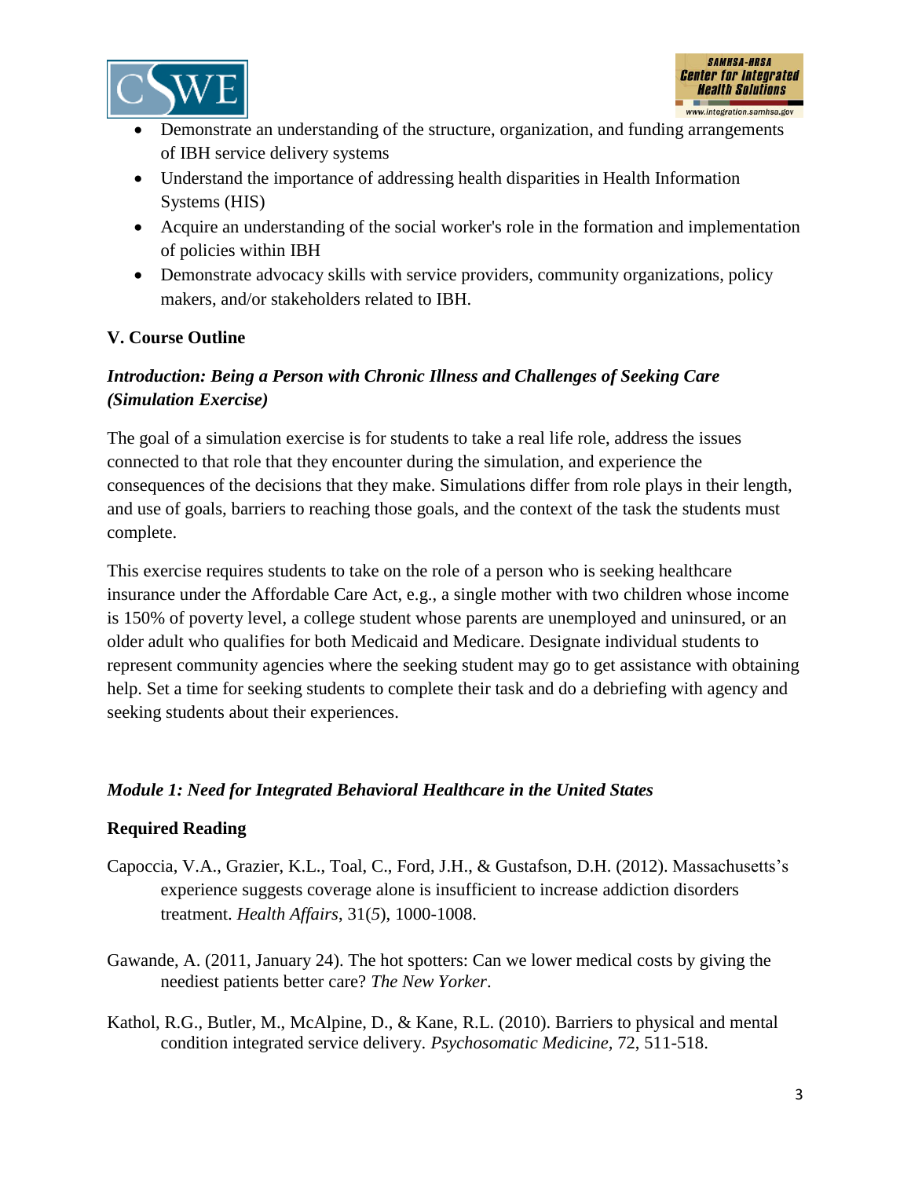- Demonstrate an understanding of the structure, organization, and funding arrangements of IBH service delivery systems
- Understand the importance of addressing health disparities in Health Information Systems (HIS)
- Acquire an understanding of the social worker's role in the formation and implementation of policies within IBH
- Demonstrate advocacy skills with service providers, community organizations, policy makers, and/or stakeholders related to IBH.

## V. Course Outline

### *Introduction: Being a Person with Chronic Illness and Challenges of Seeking Care (Simulation Exercise)*

The goal of a simulation exercise is for students to take a real life role, address the issues connected to that role that they encounter during the simulation, and experience the consequences of the decisions that they make. Simulations differ from role plays in their length, and use of goals, barriers to reaching those goals, and the context of the task the students must complete.

This exercise requires students to take on the role of a person who is seeking healthcare insurance under the Affordable Care Act, e.g., a single mother with two children whose income is 150% of poverty level, a college student whose parents are unemployed and uninsured, or an older adult who qualifies for both Medicaid and Medicare. Designate individual students to represent community agencies where the seeking student may go to get assistance with obtaining help. Set a time for seeking students to complete their task and do a debriefing with agency and seeking students about their experiences.

### *Module 1: Need for Integrated Behavioral Healthcare in the United States*

**Required Reading**

Capoccia, V.A., Grazier, K.L., Toal, C., Ford, J.H., & Gustafson, D.H. (2012). Massachusetts's experience suggests coverage alone is insufficient to increase addiction disorders treatment. *Health Affairs*, 31(*5*), 1000-1008.

Gawande, A. (2011, January 24). The hot spotters: Can we lower medical costs by giving the neediest patients better care? *The New Yorker*.

Kathol, R.G., Butler, M., McAlpine, D., & Kane, R.L. (2010). Barriers to physical and mental condition integrated service delivery. *Psychosomatic Medicine,* 72, 511-518.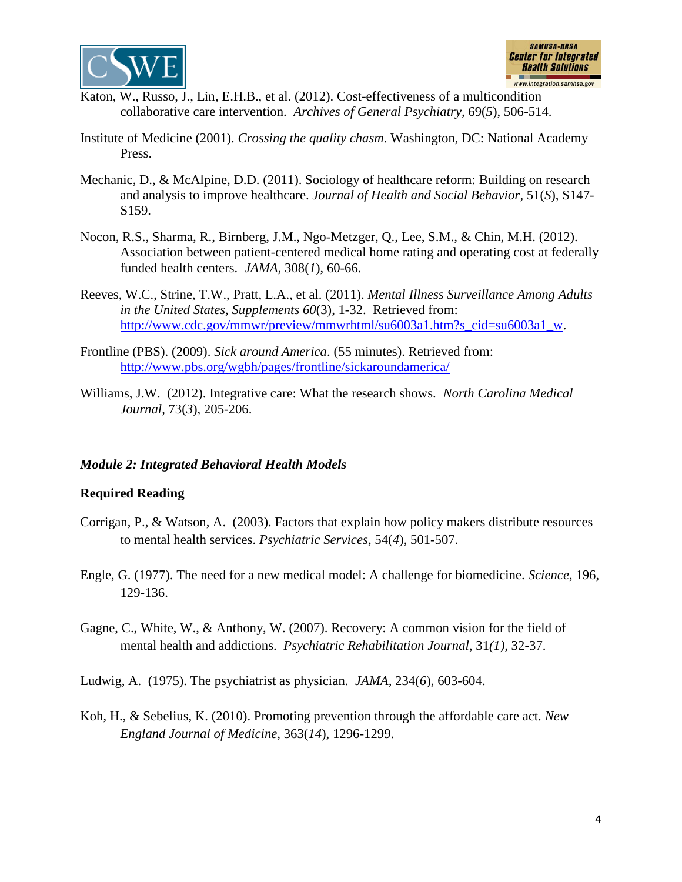Katon, W., Russo, J., Lin, E.H.B., et al. (2012). Cost-effectiveness of a multicondition collaborative care intervention. *Archives of General Psychiatry,* 69(*5*), 506-514.

Institute of Medicine (2001). *Crossing the quality chasm*. Washington, DC: National Academy Press.

Mechanic, D., & McAlpine, D.D. (2011). Sociology of healthcare reform: Building on research and analysis to improve healthcare. *Journal of Health and Social Behavior,* 51(*S*), S147-S159.

Nocon, R.S., Sharma, R., Birnberg, J.M., Ngo-Metzger, Q., Lee, S.M., & Chin, M.H. (2012). Association between patient-centered medical home rating and operating cost at federally funded health centers. *JAMA,* 308(*1*), 60-66.

Reeves, W.C., Strine, T.W., Pratt, L.A., et al. (2011). *Mental Illness Surveillance Among Adults in the United States, Supplements 60*(3), 1-32. Retrieved from: http://www.cdc.gov/mmwr/preview/mmwrhtml/su6003a1.htm?s_cid=su6003a1_w.

Frontline (PBS). (2009). *Sick around America*. (55 minutes). Retrieved from: http://www.pbs.org/wgbh/pages/frontline/sickaroundamerica/

Williams, J.W. (2012). Integrative care: What the research shows. *North Carolina Medical Journal,* 73(*3*), 205-206.

***Module 2: Integrated Behavioral Health Models***

**Required Reading**

Corrigan, P., & Watson, A. (2003). Factors that explain how policy makers distribute resources to mental health services. *Psychiatric Services,* 54(*4*), 501-507.

Engle, G. (1977). The need for a new medical model: A challenge for biomedicine. *Science*, 196, 129-136.

Gagne, C., White, W., & Anthony, W. (2007). Recovery: A common vision for the field of mental health and addictions. *Psychiatric Rehabilitation Journal*, 31*(1),* 32-37.

Ludwig, A. (1975). The psychiatrist as physician. *JAMA,* 234(*6*), 603-604.

Koh, H., & Sebelius, K. (2010). Promoting prevention through the affordable care act. *New England Journal of Medicine,* 363(*14*), 1296-1299.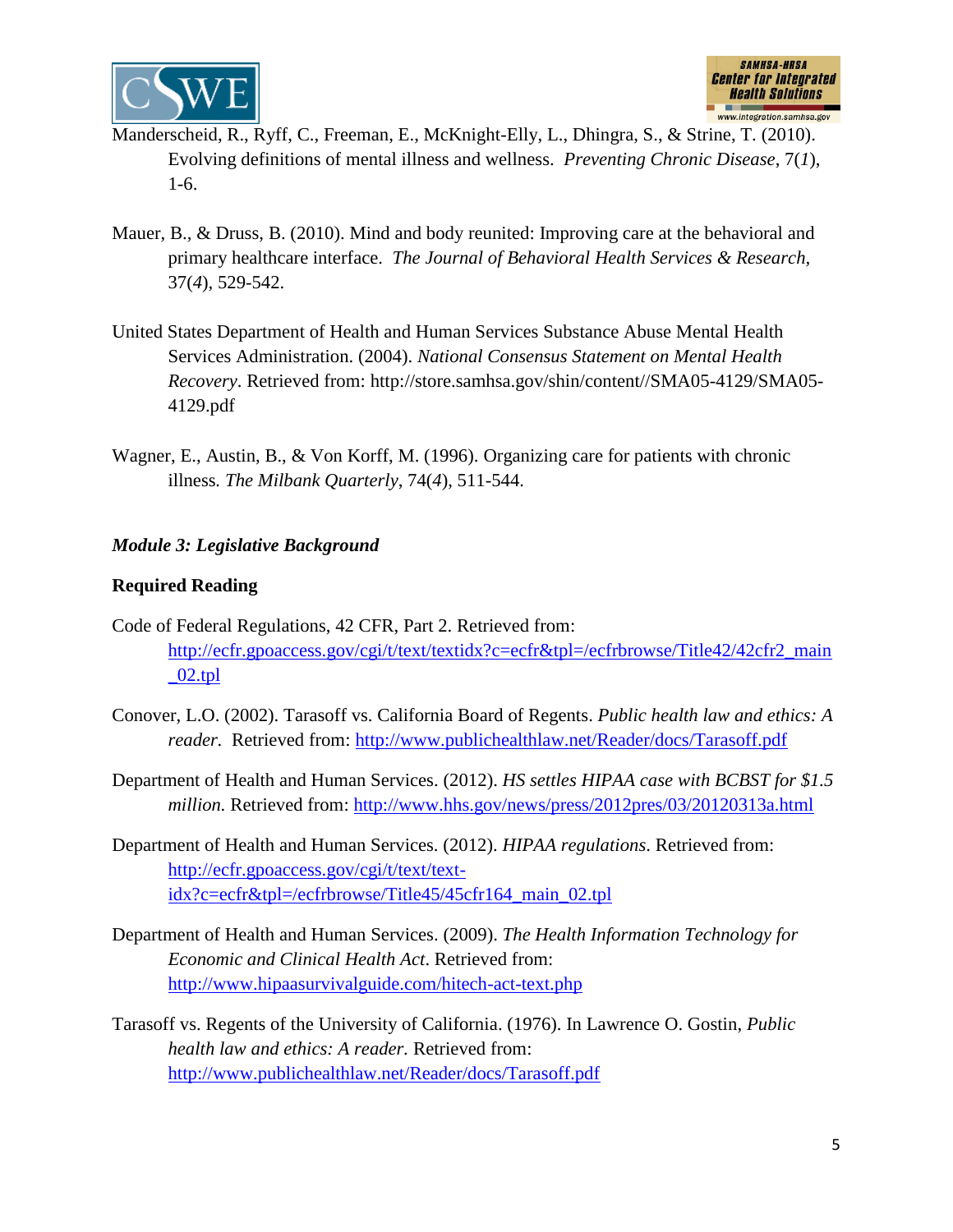Manderscheid, R., Ryff, C., Freeman, E., McKnight-Elly, L., Dhingra, S., & Strine, T. (2010). Evolving definitions of mental illness and wellness. *Preventing Chronic Disease*, 7(*1*), 1-6.

Mauer, B., & Druss, B. (2010). Mind and body reunited: Improving care at the behavioral and primary healthcare interface. *The Journal of Behavioral Health Services & Research*, 37(*4*), 529-542.

United States Department of Health and Human Services Substance Abuse Mental Health Services Administration. (2004). *National Consensus Statement on Mental Health Recovery*. Retrieved from: http://store.samhsa.gov/shin/content//SMA05-4129/SMA05-4129.pdf

Wagner, E., Austin, B., & Von Korff, M. (1996). Organizing care for patients with chronic illness. *The Milbank Quarterly*, 74(*4*), 511-544.

***Module 3: Legislative Background***

**Required Reading**

Code of Federal Regulations, 42 CFR, Part 2. Retrieved from: http://ecfr.gpoaccess.gov/cgi/t/text/textidx?c=ecfr&tpl=/ecfrbrowse/Title42/42cfr2_main_02.tpl

Conover, L.O. (2002). Tarasoff vs. California Board of Regents. *Public health law and ethics: A reader.* Retrieved from: http://www.publichealthlaw.net/Reader/docs/Tarasoff.pdf

Department of Health and Human Services. (2012). *HS settles HIPAA case with BCBST for $1.5 million.* Retrieved from: http://www.hhs.gov/news/press/2012pres/03/20120313a.html

Department of Health and Human Services. (2012). *HIPAA regulations*. Retrieved from: http://ecfr.gpoaccess.gov/cgi/t/text/text-idx?c=ecfr&tpl=/ecfrbrowse/Title45/45cfr164_main_02.tpl

Department of Health and Human Services. (2009). *The Health Information Technology for Economic and Clinical Health Act*. Retrieved from: http://www.hipaasurvivalguide.com/hitech-act-text.php

Tarasoff vs. Regents of the University of California. (1976). In Lawrence O. Gostin, *Public health law and ethics: A reader.* Retrieved from: http://www.publichealthlaw.net/Reader/docs/Tarasoff.pdf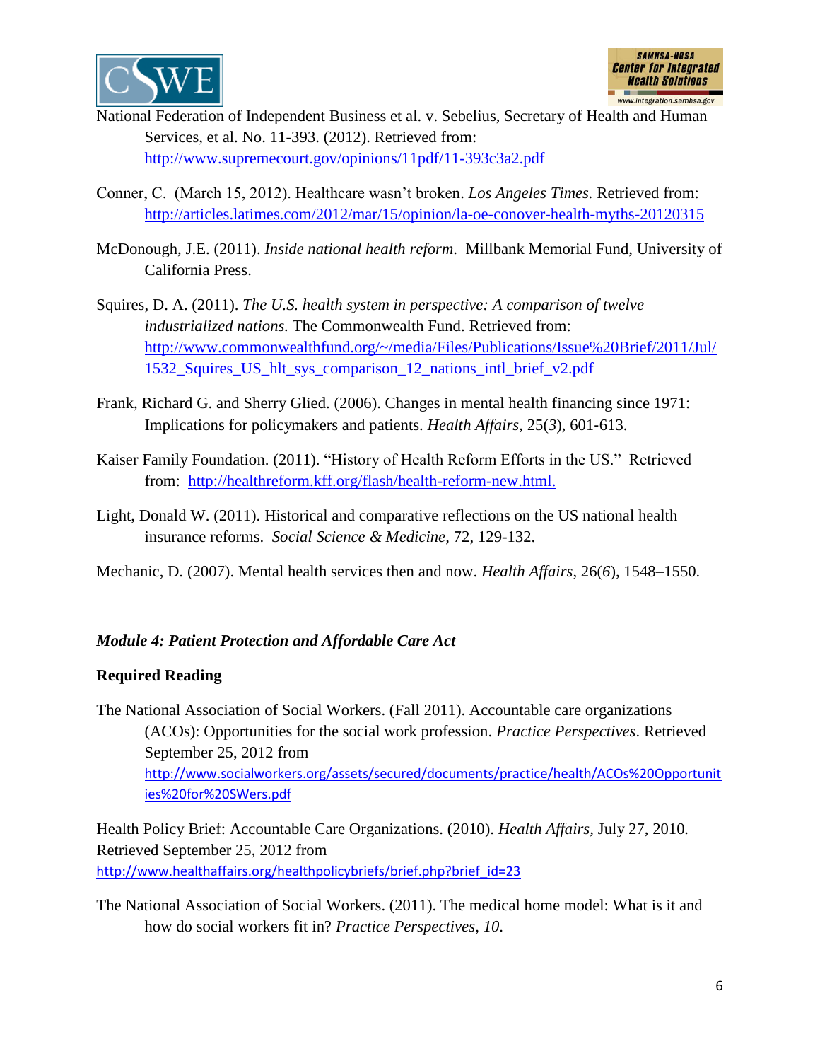National Federation of Independent Business et al. v. Sebelius, Secretary of Health and Human Services, et al. No. 11-393. (2012). Retrieved from: http://www.supremecourt.gov/opinions/11pdf/11-393c3a2.pdf

Conner, C. (March 15, 2012). Healthcare wasn't broken. *Los Angeles Times.* Retrieved from: http://articles.latimes.com/2012/mar/15/opinion/la-oe-conover-health-myths-20120315

McDonough, J.E. (2011). *Inside national health reform*. Millbank Memorial Fund, University of California Press.

Squires, D. A. (2011). *The U.S. health system in perspective: A comparison of twelve industrialized nations.* The Commonwealth Fund. Retrieved from: http://www.commonwealthfund.org/~/media/Files/Publications/Issue%20Brief/2011/Jul/1532_Squires_US_hlt_sys_comparison_12_nations_intl_brief_v2.pdf

Frank, Richard G. and Sherry Glied. (2006). Changes in mental health financing since 1971: Implications for policymakers and patients. *Health Affairs,* 25(*3*), 601-613.

Kaiser Family Foundation. (2011). "History of Health Reform Efforts in the US." Retrieved from: http://healthreform.kff.org/flash/health-reform-new.html.

Light, Donald W. (2011). Historical and comparative reflections on the US national health insurance reforms. *Social Science & Medicine,* 72, 129-132.

Mechanic, D. (2007). Mental health services then and now. *Health Affairs*, 26(*6*), 1548–1550.

### *Module 4: Patient Protection and Affordable Care Act*

**Required Reading**

The National Association of Social Workers. (Fall 2011). Accountable care organizations (ACOs): Opportunities for the social work profession. *Practice Perspectives*. Retrieved September 25, 2012 from http://www.socialworkers.org/assets/secured/documents/practice/health/ACOs%20Opportunities%20for%20SWers.pdf

Health Policy Brief: Accountable Care Organizations. (2010). *Health Affairs*, July 27, 2010. Retrieved September 25, 2012 from http://www.healthaffairs.org/healthpolicybriefs/brief.php?brief_id=23

The National Association of Social Workers. (2011). The medical home model: What is it and how do social workers fit in? *Practice Perspectives, 10*.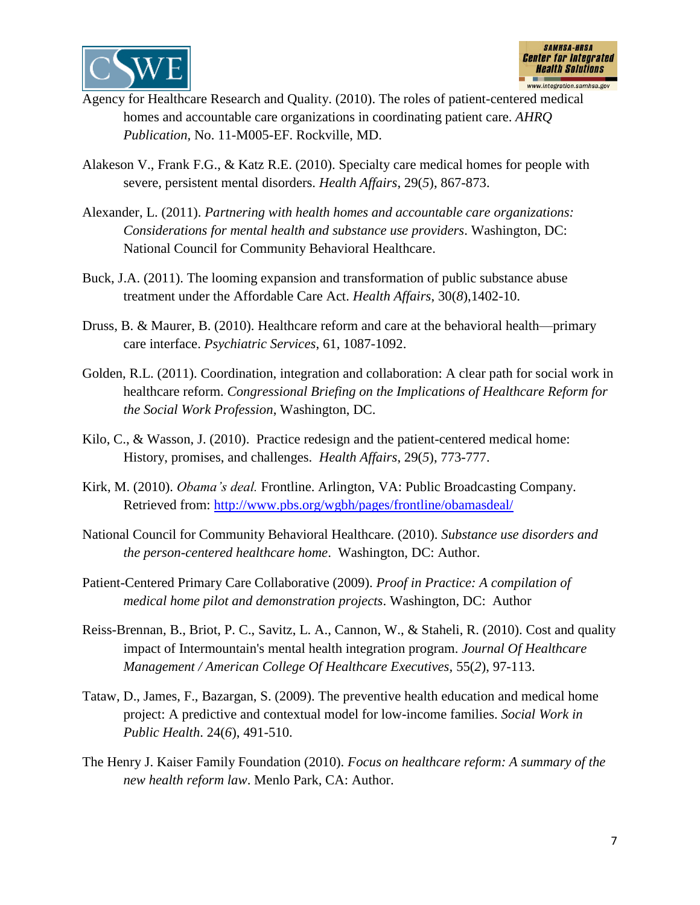Agency for Healthcare Research and Quality. (2010). The roles of patient-centered medical homes and accountable care organizations in coordinating patient care. *AHRQ Publication*, No. 11-M005-EF. Rockville, MD.

Alakeson V., Frank F.G., & Katz R.E. (2010). Specialty care medical homes for people with severe, persistent mental disorders. *Health Affairs*, 29(*5*), 867-873.

Alexander, L. (2011). *Partnering with health homes and accountable care organizations: Considerations for mental health and substance use providers*. Washington, DC: National Council for Community Behavioral Healthcare.

Buck, J.A. (2011). The looming expansion and transformation of public substance abuse treatment under the Affordable Care Act. *Health Affairs*, 30(*8*),1402-10.

Druss, B. & Maurer, B. (2010). Healthcare reform and care at the behavioral health—primary care interface. *Psychiatric Services*, 61, 1087-1092.

Golden, R.L. (2011). Coordination, integration and collaboration: A clear path for social work in healthcare reform. *Congressional Briefing on the Implications of Healthcare Reform for the Social Work Profession*, Washington, DC.

Kilo, C., & Wasson, J. (2010). Practice redesign and the patient-centered medical home: History, promises, and challenges. *Health Affairs*, 29(*5*), 773-777.

Kirk, M. (2010). *Obama's deal.* Frontline. Arlington, VA: Public Broadcasting Company. Retrieved from: [http://www.pbs.org/wgbh/pages/frontline/obamasdeal/](http://www.pbs.org/wgbh/pages/frontline/obamasdeal/)

National Council for Community Behavioral Healthcare. (2010). *Substance use disorders and the person-centered healthcare home*. Washington, DC: Author.

Patient-Centered Primary Care Collaborative (2009). *Proof in Practice: A compilation of medical home pilot and demonstration projects*. Washington, DC: Author

Reiss-Brennan, B., Briot, P. C., Savitz, L. A., Cannon, W., & Staheli, R. (2010). Cost and quality impact of Intermountain's mental health integration program. *Journal Of Healthcare Management / American College Of Healthcare Executives*, 55(*2*), 97-113.

Tataw, D., James, F., Bazargan, S. (2009). The preventive health education and medical home project: A predictive and contextual model for low-income families. *Social Work in Public Health*. 24(*6*), 491-510.

The Henry J. Kaiser Family Foundation (2010). *Focus on healthcare reform: A summary of the new health reform law*. Menlo Park, CA: Author.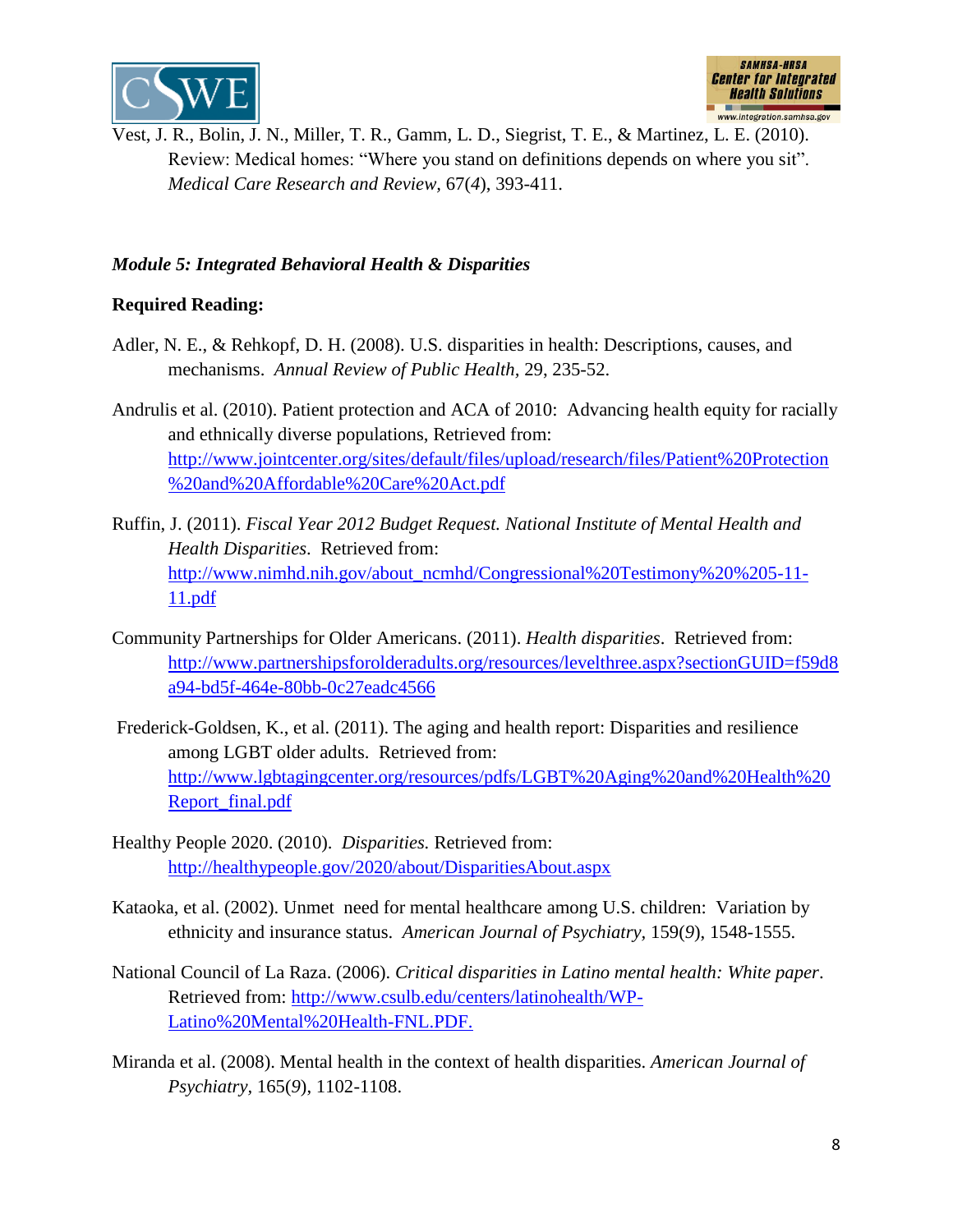Vest, J. R., Bolin, J. N., Miller, T. R., Gamm, L. D., Siegrist, T. E., & Martinez, L. E. (2010). Review: Medical homes: "Where you stand on definitions depends on where you sit". *Medical Care Research and Review*, 67(*4*), 393-411.

***Module 5: Integrated Behavioral Health & Disparities***

**Required Reading:**

Adler, N. E., & Rehkopf, D. H. (2008). U.S. disparities in health: Descriptions, causes, and mechanisms. *Annual Review of Public Health*, 29, 235-52.

Andrulis et al. (2010). Patient protection and ACA of 2010: Advancing health equity for racially and ethnically diverse populations, Retrieved from: http://www.jointcenter.org/sites/default/files/upload/research/files/Patient%20Protection%20and%20Affordable%20Care%20Act.pdf

Ruffin, J. (2011). *Fiscal Year 2012 Budget Request. National Institute of Mental Health and Health Disparities*. Retrieved from: http://www.nimhd.nih.gov/about_ncmhd/Congressional%20Testimony%20%205-11-11.pdf

Community Partnerships for Older Americans. (2011). *Health disparities*. Retrieved from: http://www.partnershipsforolderadults.org/resources/levelthree.aspx?sectionGUID=f59d8a94-bd5f-464e-80bb-0c27eadc4566

Frederick-Goldsen, K., et al. (2011). The aging and health report: Disparities and resilience among LGBT older adults. Retrieved from: http://www.lgbtagingcenter.org/resources/pdfs/LGBT%20Aging%20and%20Health%20Report_final.pdf

Healthy People 2020. (2010). *Disparities.* Retrieved from: http://healthypeople.gov/2020/about/DisparitiesAbout.aspx

Kataoka, et al. (2002). Unmet need for mental healthcare among U.S. children: Variation by ethnicity and insurance status. *American Journal of Psychiatry*, 159(*9*), 1548-1555.

National Council of La Raza. (2006). *Critical disparities in Latino mental health: White paper*. Retrieved from: http://www.csulb.edu/centers/latinohealth/WP-Latino%20Mental%20Health-FNL.PDF.

Miranda et al. (2008). Mental health in the context of health disparities. *American Journal of Psychiatry*, 165(*9*), 1102-1108.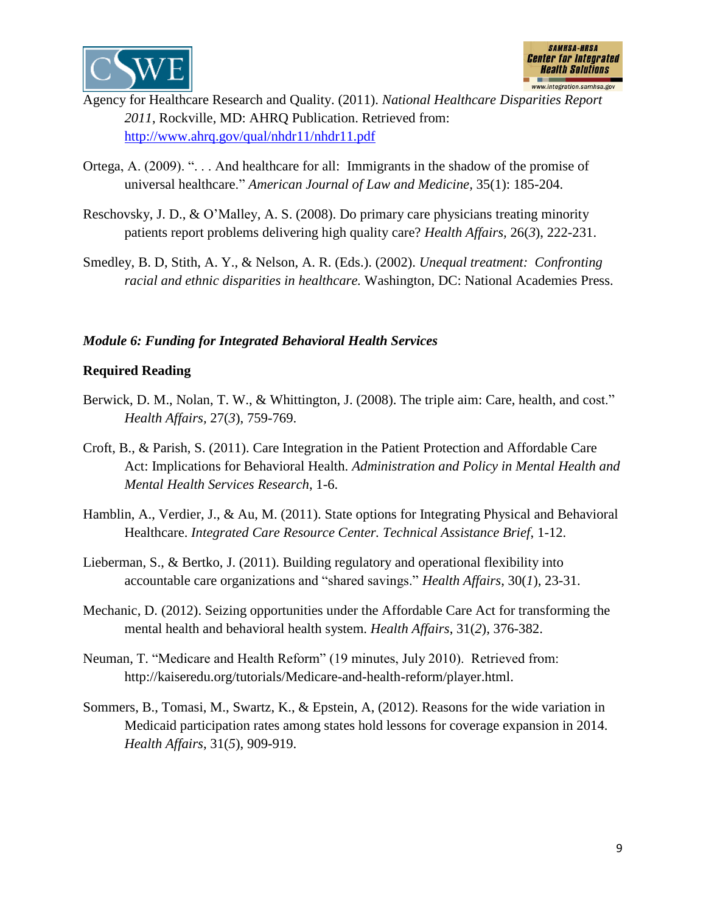Agency for Healthcare Research and Quality. (2011). *National Healthcare Disparities Report 2011*, Rockville, MD: AHRQ Publication. Retrieved from: http://www.ahrq.gov/qual/nhdr11/nhdr11.pdf

Ortega, A. (2009). ". . . And healthcare for all: Immigrants in the shadow of the promise of universal healthcare." *American Journal of Law and Medicine,* 35(1): 185-204.

Reschovsky, J. D., & O'Malley, A. S. (2008). Do primary care physicians treating minority patients report problems delivering high quality care? *Health Affairs,* 26(*3*), 222-231.

Smedley, B. D, Stith, A. Y., & Nelson, A. R. (Eds.). (2002). *Unequal treatment: Confronting racial and ethnic disparities in healthcare.* Washington, DC: National Academies Press.

***Module 6: Funding for Integrated Behavioral Health Services***

**Required Reading**

Berwick, D. M., Nolan, T. W., & Whittington, J. (2008). The triple aim: Care, health, and cost." *Health Affairs,* 27(*3*), 759-769.

Croft, B., & Parish, S. (2011). Care Integration in the Patient Protection and Affordable Care Act: Implications for Behavioral Health. *Administration and Policy in Mental Health and Mental Health Services Research,* 1-6.

Hamblin, A., Verdier, J., & Au, M. (2011). State options for Integrating Physical and Behavioral Healthcare. *Integrated Care Resource Center. Technical Assistance Brief,* 1-12.

Lieberman, S., & Bertko, J. (2011). Building regulatory and operational flexibility into accountable care organizations and "shared savings." *Health Affairs*, 30(*1*), 23-31.

Mechanic, D. (2012). Seizing opportunities under the Affordable Care Act for transforming the mental health and behavioral health system. *Health Affairs*, 31(*2*), 376-382.

Neuman, T. "Medicare and Health Reform" (19 minutes, July 2010). Retrieved from: http://kaiseredu.org/tutorials/Medicare-and-health-reform/player.html.

Sommers, B., Tomasi, M., Swartz, K., & Epstein, A, (2012). Reasons for the wide variation in Medicaid participation rates among states hold lessons for coverage expansion in 2014. *Health Affairs,* 31(*5*), 909-919.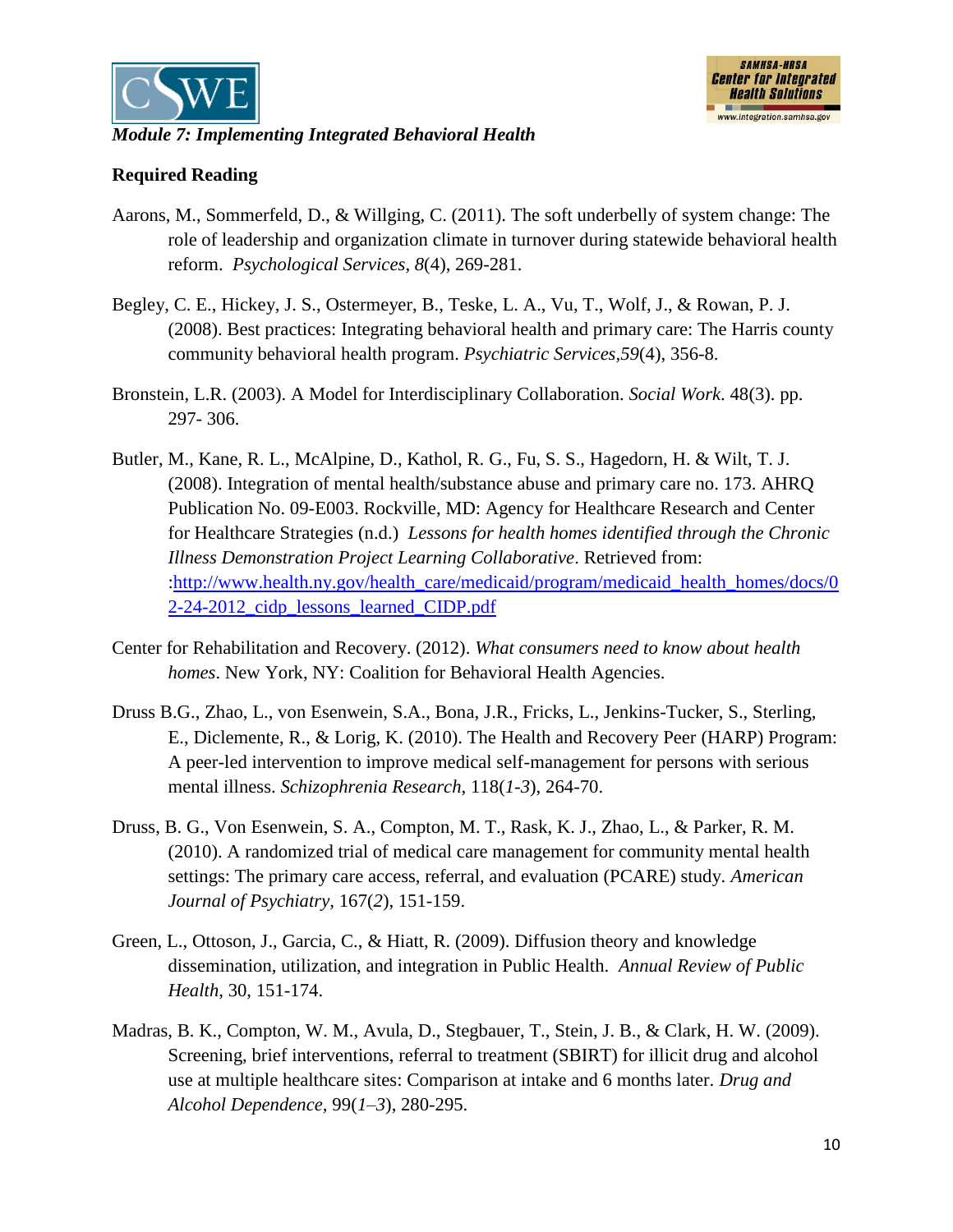*Module 7: Implementing Integrated Behavioral Health*

**Required Reading**

Aarons, M., Sommerfeld, D., & Willging, C. (2011). The soft underbelly of system change: The role of leadership and organization climate in turnover during statewide behavioral health reform. *Psychological Services*, *8*(4), 269-281.

Begley, C. E., Hickey, J. S., Ostermeyer, B., Teske, L. A., Vu, T., Wolf, J., & Rowan, P. J. (2008). Best practices: Integrating behavioral health and primary care: The Harris county community behavioral health program. *Psychiatric Services,59*(4), 356-8.

Bronstein, L.R. (2003). A Model for Interdisciplinary Collaboration. *Social Work*. 48(3). pp. 297- 306.

Butler, M., Kane, R. L., McAlpine, D., Kathol, R. G., Fu, S. S., Hagedorn, H. & Wilt, T. J. (2008). Integration of mental health/substance abuse and primary care no. 173. AHRQ Publication No. 09-E003. Rockville, MD: Agency for Healthcare Research and Center for Healthcare Strategies (n.d.) *Lessons for health homes identified through the Chronic Illness Demonstration Project Learning Collaborative*. Retrieved from: :[http://www.health.ny.gov/health_care/medicaid/program/medicaid_health_homes/docs/02-24-2012_cidp_lessons_learned_CIDP.pdf](http://www.health.ny.gov/health_care/medicaid/program/medicaid_health_homes/docs/02-24-2012_cidp_lessons_learned_CIDP.pdf)

Center for Rehabilitation and Recovery. (2012). *What consumers need to know about health homes*. New York, NY: Coalition for Behavioral Health Agencies.

Druss B.G., Zhao, L., von Esenwein, S.A., Bona, J.R., Fricks, L., Jenkins-Tucker, S., Sterling, E., Diclemente, R., & Lorig, K. (2010). The Health and Recovery Peer (HARP) Program: A peer-led intervention to improve medical self-management for persons with serious mental illness. *Schizophrenia Research*, 118(*1-3*), 264-70.

Druss, B. G., Von Esenwein, S. A., Compton, M. T., Rask, K. J., Zhao, L., & Parker, R. M. (2010). A randomized trial of medical care management for community mental health settings: The primary care access, referral, and evaluation (PCARE) study. *American Journal of Psychiatry*, 167(*2*), 151-159.

Green, L., Ottoson, J., Garcia, C., & Hiatt, R. (2009). Diffusion theory and knowledge dissemination, utilization, and integration in Public Health. *Annual Review of Public Health*, 30, 151-174.

Madras, B. K., Compton, W. M., Avula, D., Stegbauer, T., Stein, J. B., & Clark, H. W. (2009). Screening, brief interventions, referral to treatment (SBIRT) for illicit drug and alcohol use at multiple healthcare sites: Comparison at intake and 6 months later. *Drug and Alcohol Dependence*, 99(*1–3*), 280-295.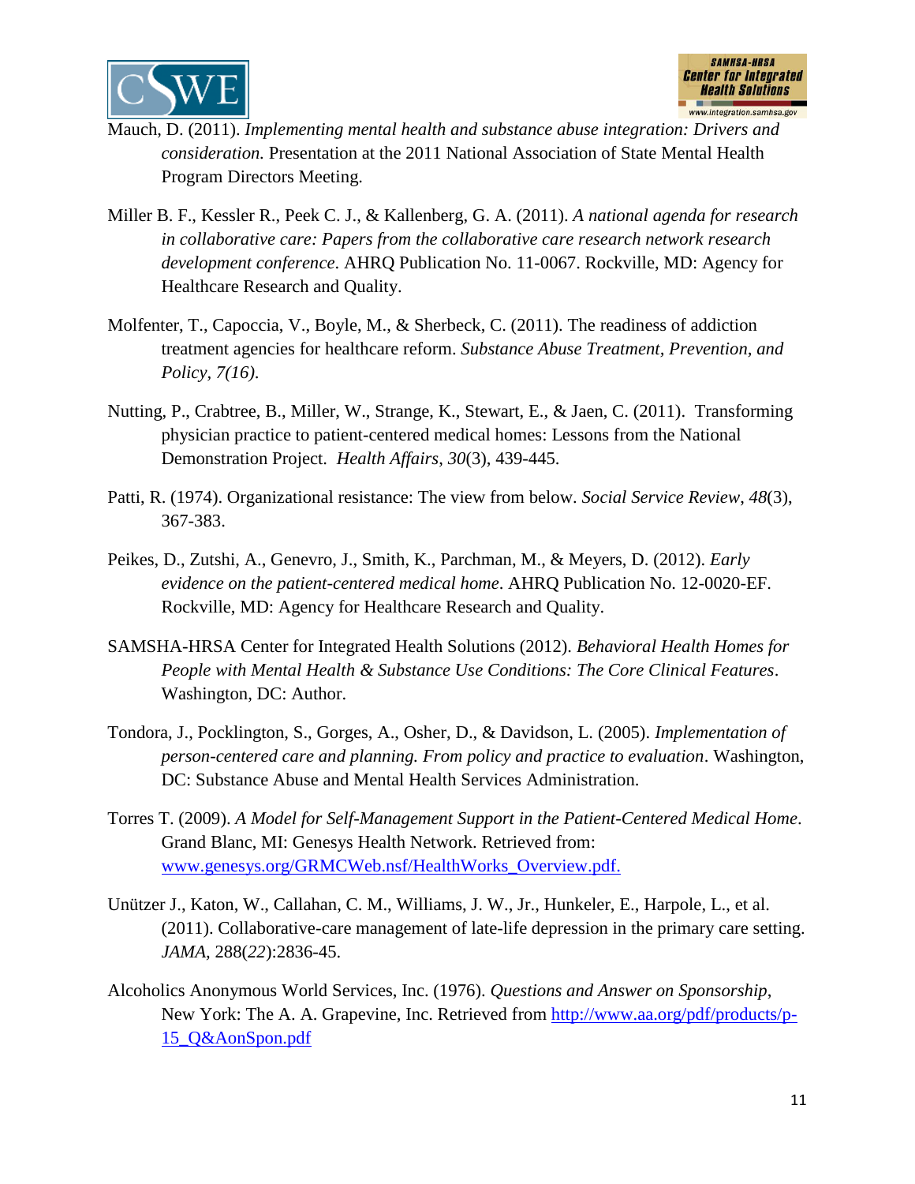Mauch, D. (2011). *Implementing mental health and substance abuse integration: Drivers and consideration.* Presentation at the 2011 National Association of State Mental Health Program Directors Meeting.

Miller B. F., Kessler R., Peek C. J., & Kallenberg, G. A. (2011). *A national agenda for research in collaborative care: Papers from the collaborative care research network research development conference*. AHRQ Publication No. 11-0067. Rockville, MD: Agency for Healthcare Research and Quality.

Molfenter, T., Capoccia, V., Boyle, M., & Sherbeck, C. (2011). The readiness of addiction treatment agencies for healthcare reform. *Substance Abuse Treatment, Prevention, and Policy, 7(16).*

Nutting, P., Crabtree, B., Miller, W., Strange, K., Stewart, E., & Jaen, C. (2011). Transforming physician practice to patient-centered medical homes: Lessons from the National Demonstration Project. *Health Affairs*, *30*(3), 439-445.

Patti, R. (1974). Organizational resistance: The view from below. *Social Service Review*, *48*(3), 367-383.

Peikes, D., Zutshi, A., Genevro, J., Smith, K., Parchman, M., & Meyers, D. (2012). *Early evidence on the patient-centered medical home*. AHRQ Publication No. 12-0020-EF. Rockville, MD: Agency for Healthcare Research and Quality.

SAMSHA-HRSA Center for Integrated Health Solutions (2012). *Behavioral Health Homes for People with Mental Health & Substance Use Conditions: The Core Clinical Features*. Washington, DC: Author.

Tondora, J., Pocklington, S., Gorges, A., Osher, D., & Davidson, L. (2005). *Implementation of person-centered care and planning. From policy and practice to evaluation*. Washington, DC: Substance Abuse and Mental Health Services Administration.

Torres T. (2009). *A Model for Self-Management Support in the Patient-Centered Medical Home*. Grand Blanc, MI: Genesys Health Network. Retrieved from: [www.genesys.org/GRMCWeb.nsf/HealthWorks_Overview.pdf.](www.genesys.org/GRMCWeb.nsf/HealthWorks_Overview.pdf)

Unützer J., Katon, W., Callahan, C. M., Williams, J. W., Jr., Hunkeler, E., Harpole, L., et al. (2011). Collaborative-care management of late-life depression in the primary care setting. *JAMA,* 288(*22*):2836-45.

Alcoholics Anonymous World Services, Inc. (1976). *Questions and Answer on Sponsorship*, New York: The A. A. Grapevine, Inc. Retrieved from [http://www.aa.org/pdf/products/p-15_Q&AonSpon.pdf](http://www.aa.org/pdf/products/p-15_Q&AonSpon.pdf)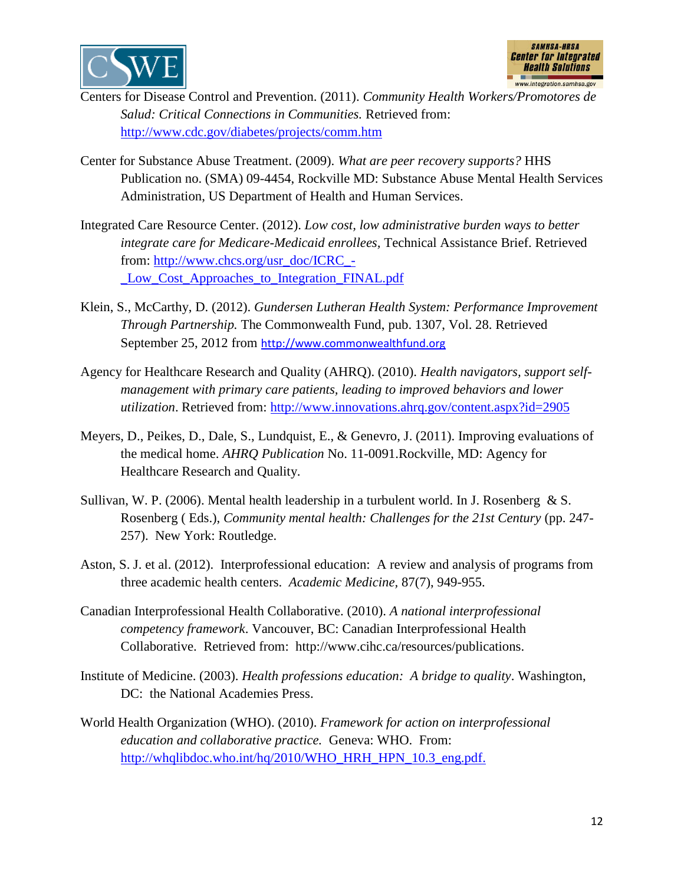Centers for Disease Control and Prevention. (2011). *Community Health Workers/Promotores de Salud: Critical Connections in Communities.* Retrieved from: http://www.cdc.gov/diabetes/projects/comm.htm

Center for Substance Abuse Treatment. (2009). *What are peer recovery supports?* HHS Publication no. (SMA) 09-4454, Rockville MD: Substance Abuse Mental Health Services Administration, US Department of Health and Human Services.

Integrated Care Resource Center. (2012). *Low cost, low administrative burden ways to better integrate care for Medicare-Medicaid enrollees*, Technical Assistance Brief. Retrieved from: http://www.chcs.org/usr_doc/ICRC_-_Low_Cost_Approaches_to_Integration_FINAL.pdf

Klein, S., McCarthy, D. (2012). *Gundersen Lutheran Health System: Performance Improvement Through Partnership.* The Commonwealth Fund, pub. 1307, Vol. 28. Retrieved September 25, 2012 from http://www.commonwealthfund.org

Agency for Healthcare Research and Quality (AHRQ). (2010). *Health navigators, support self-management with primary care patients, leading to improved behaviors and lower utilization*. Retrieved from: http://www.innovations.ahrq.gov/content.aspx?id=2905

Meyers, D., Peikes, D., Dale, S., Lundquist, E., & Genevro, J. (2011). Improving evaluations of the medical home. *AHRQ Publication* No. 11-0091.Rockville, MD: Agency for Healthcare Research and Quality.

Sullivan, W. P. (2006). Mental health leadership in a turbulent world. In J. Rosenberg & S. Rosenberg ( Eds.), *Community mental health: Challenges for the 21st Century* (pp. 247-257). New York: Routledge.

Aston, S. J. et al. (2012). Interprofessional education: A review and analysis of programs from three academic health centers. *Academic Medicine*, 87(7), 949-955.

Canadian Interprofessional Health Collaborative. (2010). *A national interprofessional competency framework*. Vancouver, BC: Canadian Interprofessional Health Collaborative. Retrieved from: http://www.cihc.ca/resources/publications.

Institute of Medicine. (2003). *Health professions education: A bridge to quality*. Washington, DC: the National Academies Press.

World Health Organization (WHO). (2010). *Framework for action on interprofessional education and collaborative practice.* Geneva: WHO. From: http://whqlibdoc.who.int/hq/2010/WHO_HRH_HPN_10.3_eng.pdf.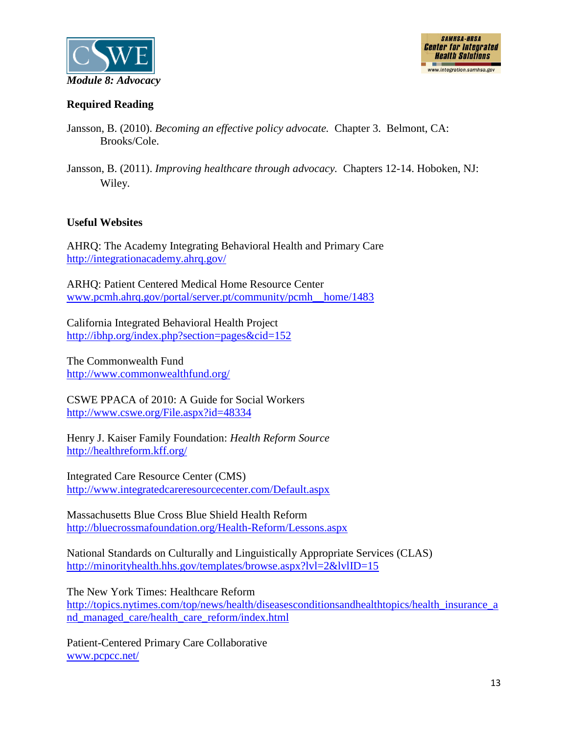*Module 8: Advocacy*

**Required Reading**

Jansson, B. (2010). *Becoming an effective policy advocate.* Chapter 3. Belmont, CA: Brooks/Cole.

Jansson, B. (2011). *Improving healthcare through advocacy.* Chapters 12-14. Hoboken, NJ: Wiley.

**Useful Websites**

AHRQ: The Academy Integrating Behavioral Health and Primary Care
http://integrationacademy.ahrq.gov/

ARHQ: Patient Centered Medical Home Resource Center
www.pcmh.ahrq.gov/portal/server.pt/community/pcmh__home/1483

California Integrated Behavioral Health Project
http://ibhp.org/index.php?section=pages&cid=152

The Commonwealth Fund
http://www.commonwealthfund.org/

CSWE PPACA of 2010: A Guide for Social Workers
http://www.cswe.org/File.aspx?id=48334

Henry J. Kaiser Family Foundation: *Health Reform Source*
http://healthreform.kff.org/

Integrated Care Resource Center (CMS)
http://www.integratedcareresourcecenter.com/Default.aspx

Massachusetts Blue Cross Blue Shield Health Reform
http://bluecrossmafoundation.org/Health-Reform/Lessons.aspx

National Standards on Culturally and Linguistically Appropriate Services (CLAS)
http://minorityhealth.hhs.gov/templates/browse.aspx?lvl=2&lvlID=15

The New York Times: Healthcare Reform
http://topics.nytimes.com/top/news/health/diseasesconditionsandhealthtopics/health_insurance_and_managed_care/health_care_reform/index.html

Patient-Centered Primary Care Collaborative
www.pcpcc.net/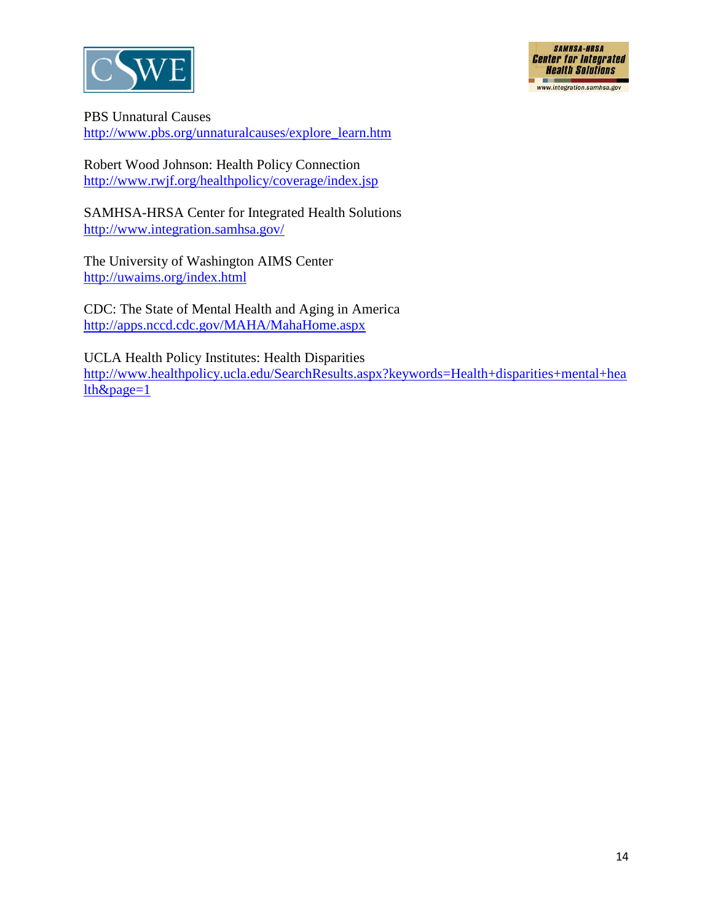PBS Unnatural Causes
http://www.pbs.org/unnaturalcauses/explore_learn.htm

Robert Wood Johnson: Health Policy Connection
http://www.rwjf.org/healthpolicy/coverage/index.jsp

SAMHSA-HRSA Center for Integrated Health Solutions
http://www.integration.samhsa.gov/

The University of Washington AIMS Center
http://uwaims.org/index.html

CDC: The State of Mental Health and Aging in America
http://apps.nccd.cdc.gov/MAHA/MahaHome.aspx

UCLA Health Policy Institutes: Health Disparities
http://www.healthpolicy.ucla.edu/SearchResults.aspx?keywords=Health+disparities+mental+health&page=1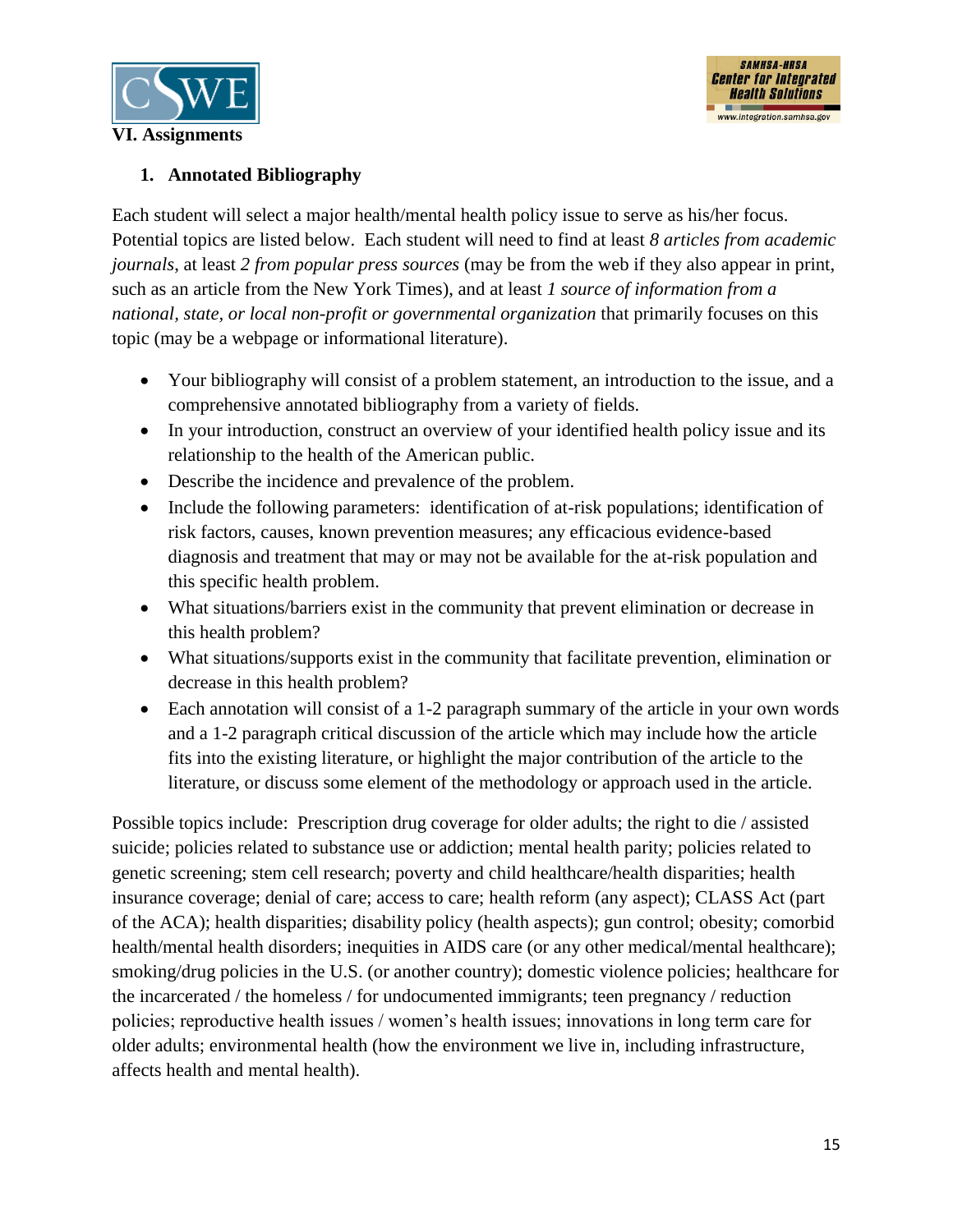## VI. Assignments

### 1. Annotated Bibliography

Each student will select a major health/mental health policy issue to serve as his/her focus. Potential topics are listed below. Each student will need to find at least *8 articles from academic journals*, at least *2 from popular press sources* (may be from the web if they also appear in print, such as an article from the New York Times), and at least *1 source of information from a national, state, or local non-profit or governmental organization* that primarily focuses on this topic (may be a webpage or informational literature).

- Your bibliography will consist of a problem statement, an introduction to the issue, and a comprehensive annotated bibliography from a variety of fields.
- In your introduction, construct an overview of your identified health policy issue and its relationship to the health of the American public.
- Describe the incidence and prevalence of the problem.
- Include the following parameters: identification of at-risk populations; identification of risk factors, causes, known prevention measures; any efficacious evidence-based diagnosis and treatment that may or may not be available for the at-risk population and this specific health problem.
- What situations/barriers exist in the community that prevent elimination or decrease in this health problem?
- What situations/supports exist in the community that facilitate prevention, elimination or decrease in this health problem?
- Each annotation will consist of a 1-2 paragraph summary of the article in your own words and a 1-2 paragraph critical discussion of the article which may include how the article fits into the existing literature, or highlight the major contribution of the article to the literature, or discuss some element of the methodology or approach used in the article.

Possible topics include: Prescription drug coverage for older adults; the right to die / assisted suicide; policies related to substance use or addiction; mental health parity; policies related to genetic screening; stem cell research; poverty and child healthcare/health disparities; health insurance coverage; denial of care; access to care; health reform (any aspect); CLASS Act (part of the ACA); health disparities; disability policy (health aspects); gun control; obesity; comorbid health/mental health disorders; inequities in AIDS care (or any other medical/mental healthcare); smoking/drug policies in the U.S. (or another country); domestic violence policies; healthcare for the incarcerated / the homeless / for undocumented immigrants; teen pregnancy / reduction policies; reproductive health issues / women's health issues; innovations in long term care for older adults; environmental health (how the environment we live in, including infrastructure, affects health and mental health).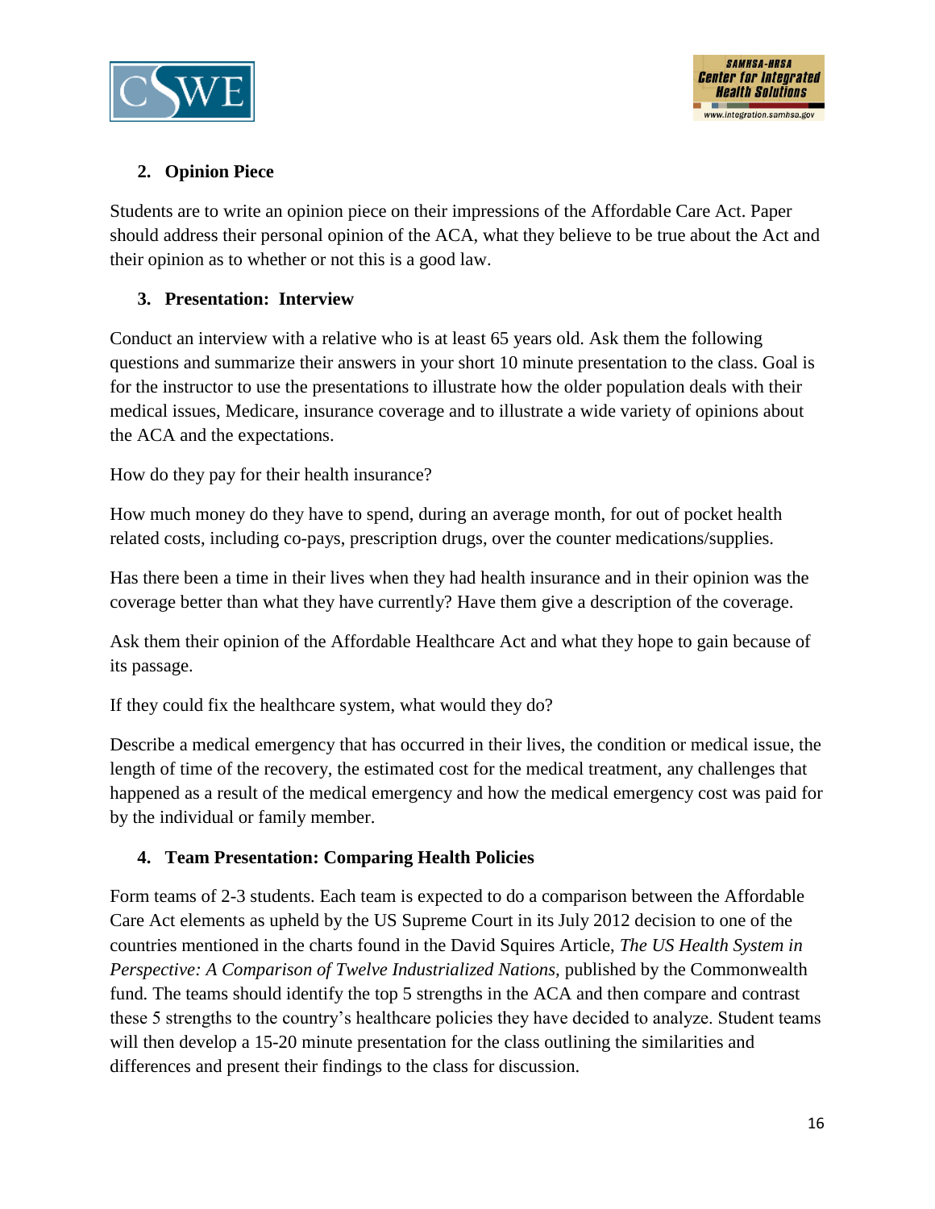2. **Opinion Piece**

Students are to write an opinion piece on their impressions of the Affordable Care Act. Paper should address their personal opinion of the ACA, what they believe to be true about the Act and their opinion as to whether or not this is a good law.

3. **Presentation: Interview**

Conduct an interview with a relative who is at least 65 years old. Ask them the following questions and summarize their answers in your short 10 minute presentation to the class. Goal is for the instructor to use the presentations to illustrate how the older population deals with their medical issues, Medicare, insurance coverage and to illustrate a wide variety of opinions about the ACA and the expectations.

How do they pay for their health insurance?

How much money do they have to spend, during an average month, for out of pocket health related costs, including co-pays, prescription drugs, over the counter medications/supplies.

Has there been a time in their lives when they had health insurance and in their opinion was the coverage better than what they have currently? Have them give a description of the coverage.

Ask them their opinion of the Affordable Healthcare Act and what they hope to gain because of its passage.

If they could fix the healthcare system, what would they do?

Describe a medical emergency that has occurred in their lives, the condition or medical issue, the length of time of the recovery, the estimated cost for the medical treatment, any challenges that happened as a result of the medical emergency and how the medical emergency cost was paid for by the individual or family member.

4. **Team Presentation: Comparing Health Policies**

Form teams of 2-3 students. Each team is expected to do a comparison between the Affordable Care Act elements as upheld by the US Supreme Court in its July 2012 decision to one of the countries mentioned in the charts found in the David Squires Article, *The US Health System in Perspective: A Comparison of Twelve Industrialized Nations,* published by the Commonwealth fund. The teams should identify the top 5 strengths in the ACA and then compare and contrast these 5 strengths to the country's healthcare policies they have decided to analyze. Student teams will then develop a 15-20 minute presentation for the class outlining the similarities and differences and present their findings to the class for discussion.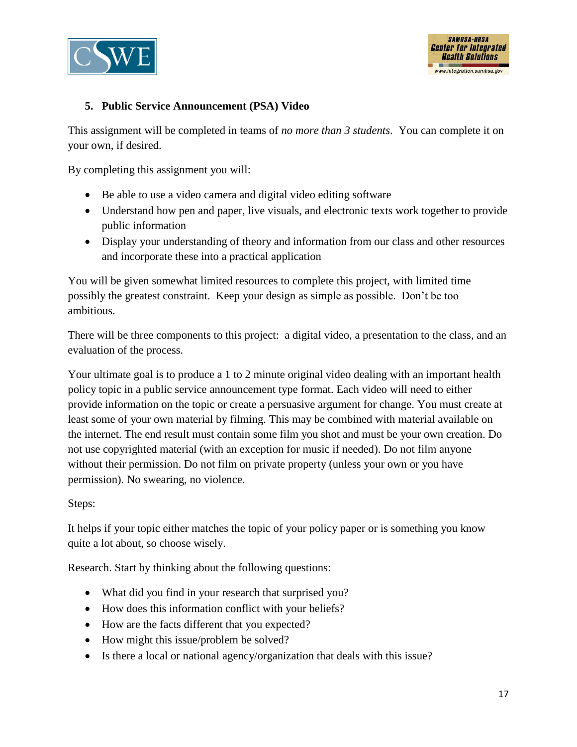### 5. Public Service Announcement (PSA) Video

This assignment will be completed in teams of *no more than 3 students*. You can complete it on your own, if desired.

By completing this assignment you will:

- Be able to use a video camera and digital video editing software
- Understand how pen and paper, live visuals, and electronic texts work together to provide public information
- Display your understanding of theory and information from our class and other resources and incorporate these into a practical application

You will be given somewhat limited resources to complete this project, with limited time possibly the greatest constraint. Keep your design as simple as possible. Don't be too ambitious.

There will be three components to this project: a digital video, a presentation to the class, and an evaluation of the process.

Your ultimate goal is to produce a 1 to 2 minute original video dealing with an important health policy topic in a public service announcement type format. Each video will need to either provide information on the topic or create a persuasive argument for change. You must create at least some of your own material by filming. This may be combined with material available on the internet. The end result must contain some film you shot and must be your own creation. Do not use copyrighted material (with an exception for music if needed). Do not film anyone without their permission. Do not film on private property (unless your own or you have permission). No swearing, no violence.

Steps:

It helps if your topic either matches the topic of your policy paper or is something you know quite a lot about, so choose wisely.

Research. Start by thinking about the following questions:

- What did you find in your research that surprised you?
- How does this information conflict with your beliefs?
- How are the facts different that you expected?
- How might this issue/problem be solved?
- Is there a local or national agency/organization that deals with this issue?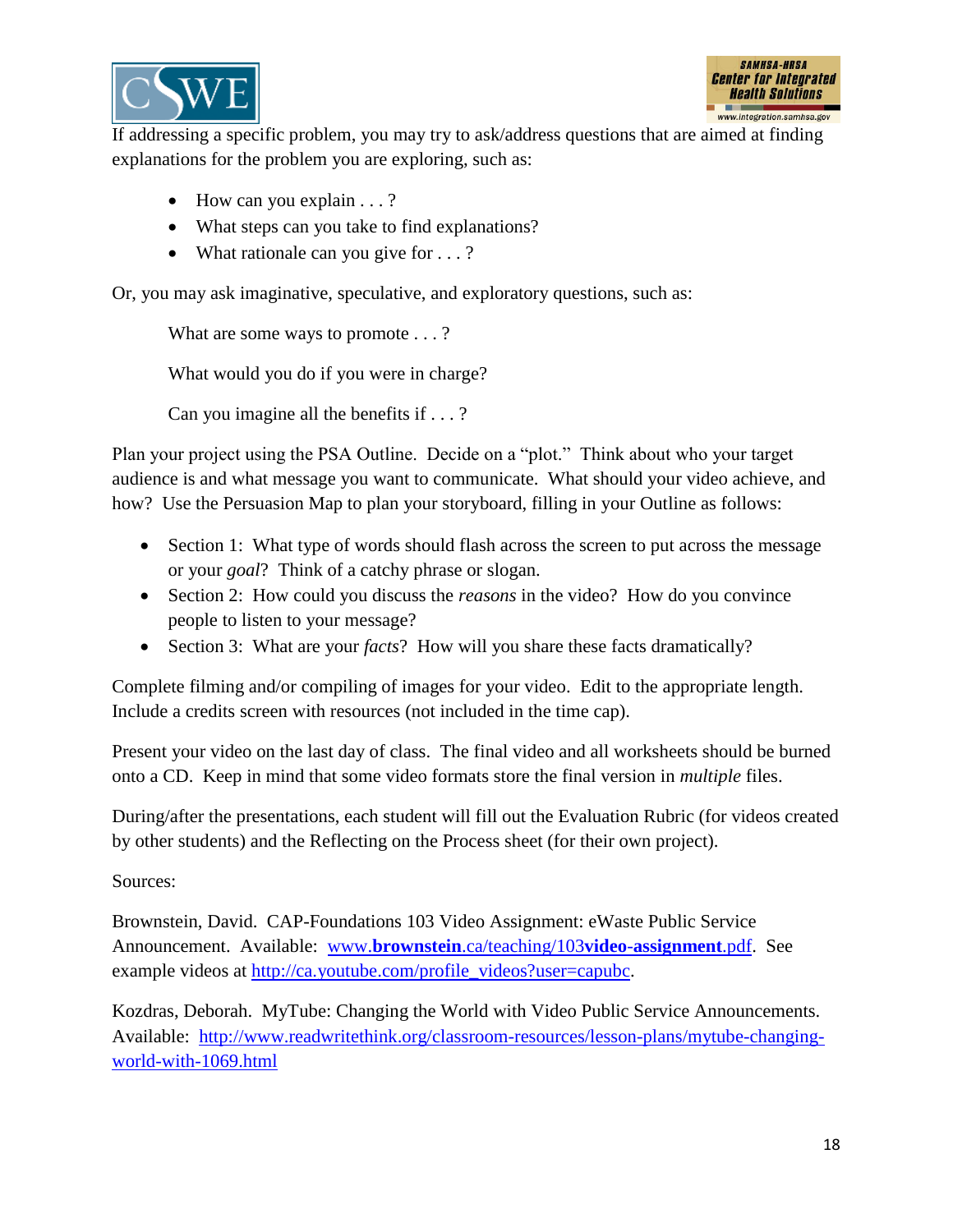If addressing a specific problem, you may try to ask/address questions that are aimed at finding explanations for the problem you are exploring, such as:

- How can you explain . . . ?
- What steps can you take to find explanations?
- What rationale can you give for . . . ?

Or, you may ask imaginative, speculative, and exploratory questions, such as:

What are some ways to promote . . . ?

What would you do if you were in charge?

Can you imagine all the benefits if . . . ?

Plan your project using the PSA Outline. Decide on a "plot." Think about who your target audience is and what message you want to communicate. What should your video achieve, and how? Use the Persuasion Map to plan your storyboard, filling in your Outline as follows:

- Section 1: What type of words should flash across the screen to put across the message or your *goal*? Think of a catchy phrase or slogan.
- Section 2: How could you discuss the *reasons* in the video? How do you convince people to listen to your message?
- Section 3: What are your *facts*? How will you share these facts dramatically?

Complete filming and/or compiling of images for your video. Edit to the appropriate length. Include a credits screen with resources (not included in the time cap).

Present your video on the last day of class. The final video and all worksheets should be burned onto a CD. Keep in mind that some video formats store the final version in *multiple* files.

During/after the presentations, each student will fill out the Evaluation Rubric (for videos created by other students) and the Reflecting on the Process sheet (for their own project).

Sources:

Brownstein, David. CAP-Foundations 103 Video Assignment: eWaste Public Service Announcement. Available: [www.**brownstein**.ca/teaching/103**video-assignment**.pdf](www.brownstein.ca/teaching/103video-assignment.pdf). See example videos at [http://ca.youtube.com/profile_videos?user=capubc](http://ca.youtube.com/profile_videos?user=capubc).

Kozdras, Deborah. MyTube: Changing the World with Video Public Service Announcements. Available: [http://www.readwritethink.org/classroom-resources/lesson-plans/mytube-changing-world-with-1069.html](http://www.readwritethink.org/classroom-resources/lesson-plans/mytube-changing-world-with-1069.html)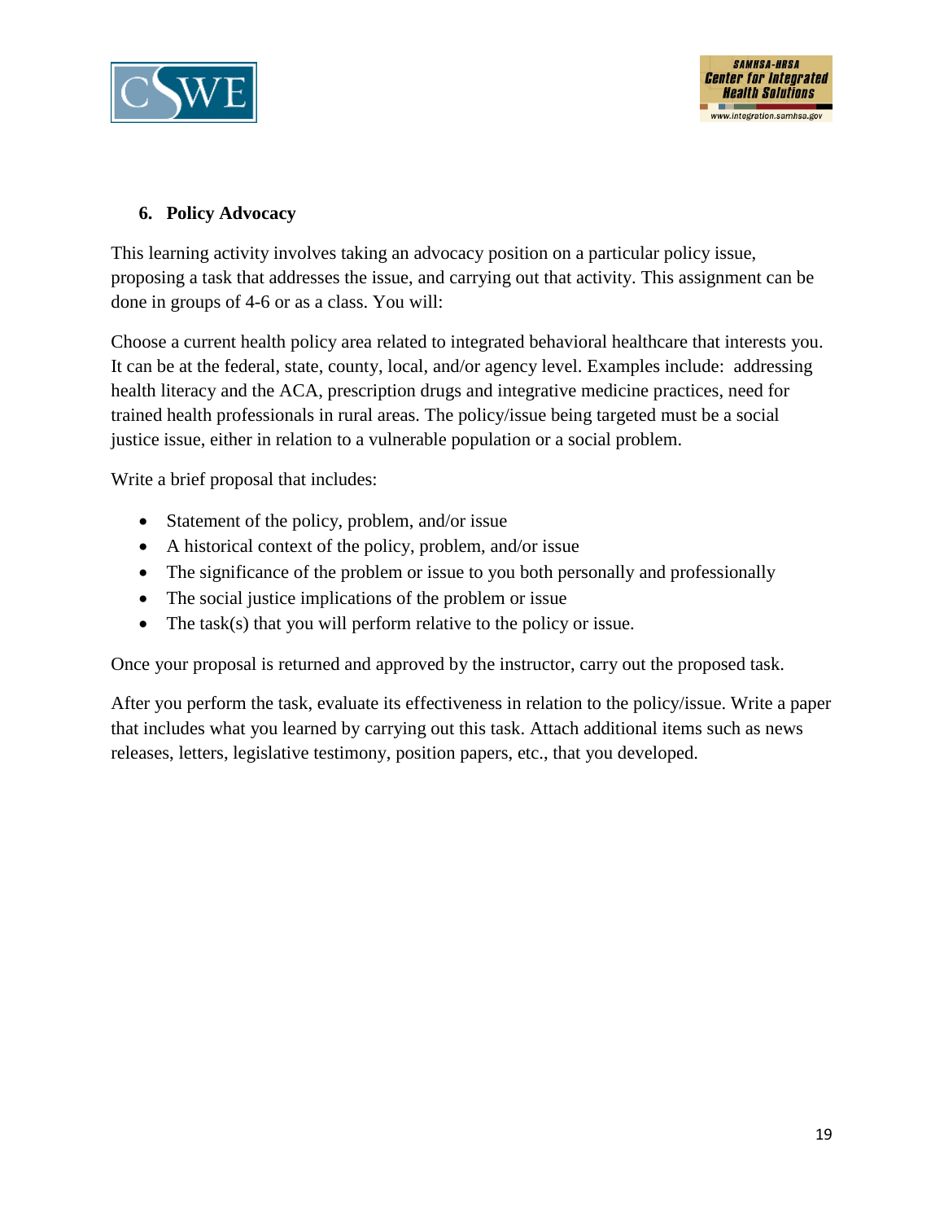### 6. Policy Advocacy

This learning activity involves taking an advocacy position on a particular policy issue, proposing a task that addresses the issue, and carrying out that activity. This assignment can be done in groups of 4-6 or as a class. You will:

Choose a current health policy area related to integrated behavioral healthcare that interests you. It can be at the federal, state, county, local, and/or agency level. Examples include: addressing health literacy and the ACA, prescription drugs and integrative medicine practices, need for trained health professionals in rural areas. The policy/issue being targeted must be a social justice issue, either in relation to a vulnerable population or a social problem.

Write a brief proposal that includes:

- Statement of the policy, problem, and/or issue
- A historical context of the policy, problem, and/or issue
- The significance of the problem or issue to you both personally and professionally
- The social justice implications of the problem or issue
- The task(s) that you will perform relative to the policy or issue.

Once your proposal is returned and approved by the instructor, carry out the proposed task.

After you perform the task, evaluate its effectiveness in relation to the policy/issue. Write a paper that includes what you learned by carrying out this task. Attach additional items such as news releases, letters, legislative testimony, position papers, etc., that you developed.